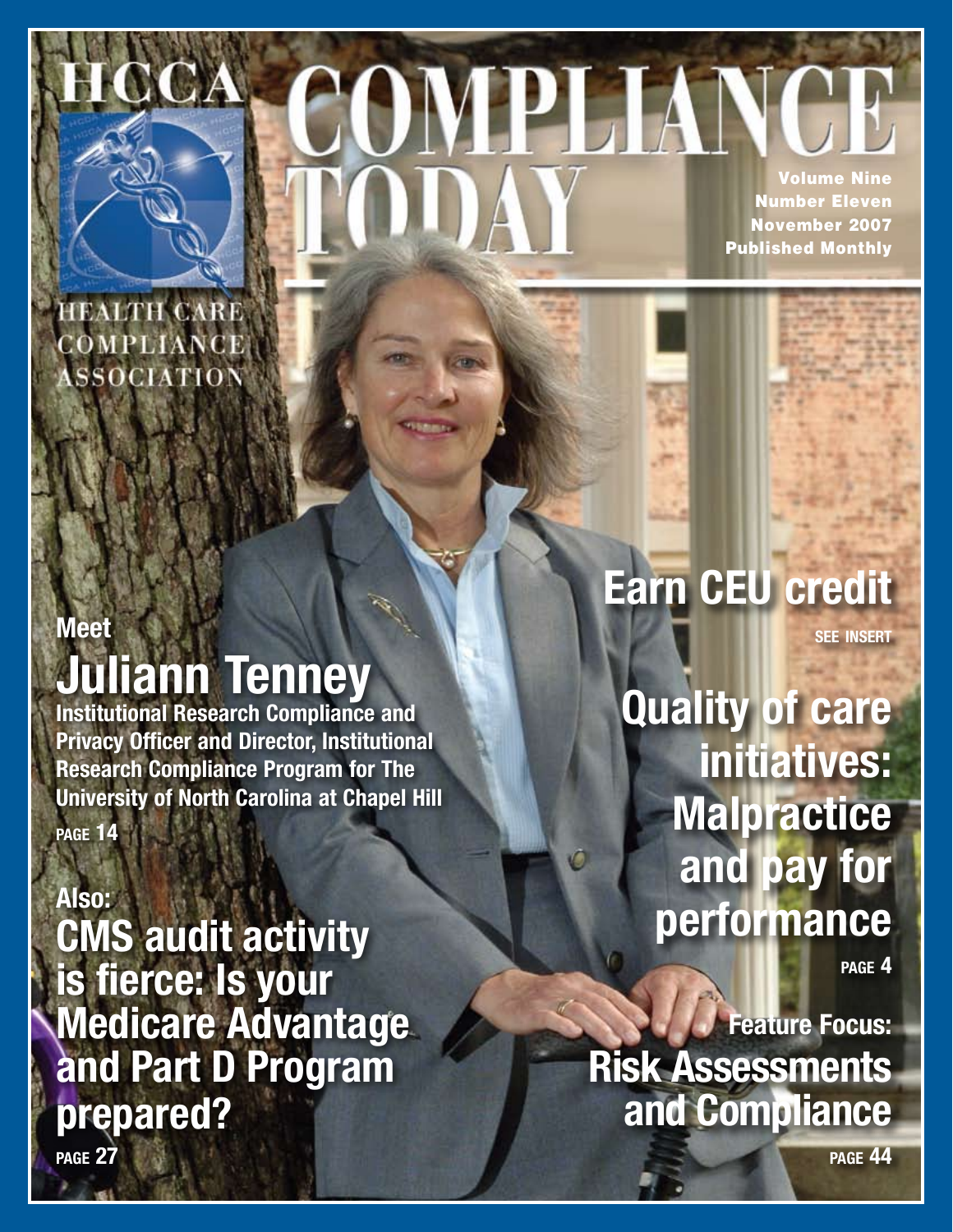# HCCA COMPLIANCE TODAY

HEALTH CARE COMPLIANCE ASSOCIATION

Volume Nine
Number Eleven
November 2007
Published Monthly

**Meet**

## Juliann Tenney

**Institutional Research Compliance and Privacy Officer and Director, Institutional Research Compliance Program for The University of North Carolina at Chapel Hill**

PAGE 14

**Also:**

## CMS audit activity is fierce: Is your Medicare Advantage and Part D Program prepared?

PAGE 27

## Earn CEU credit

SEE INSERT

## Quality of care initiatives: Malpractice and pay for performance

PAGE 4

**Feature Focus:**

## Risk Assessments and Compliance

PAGE 44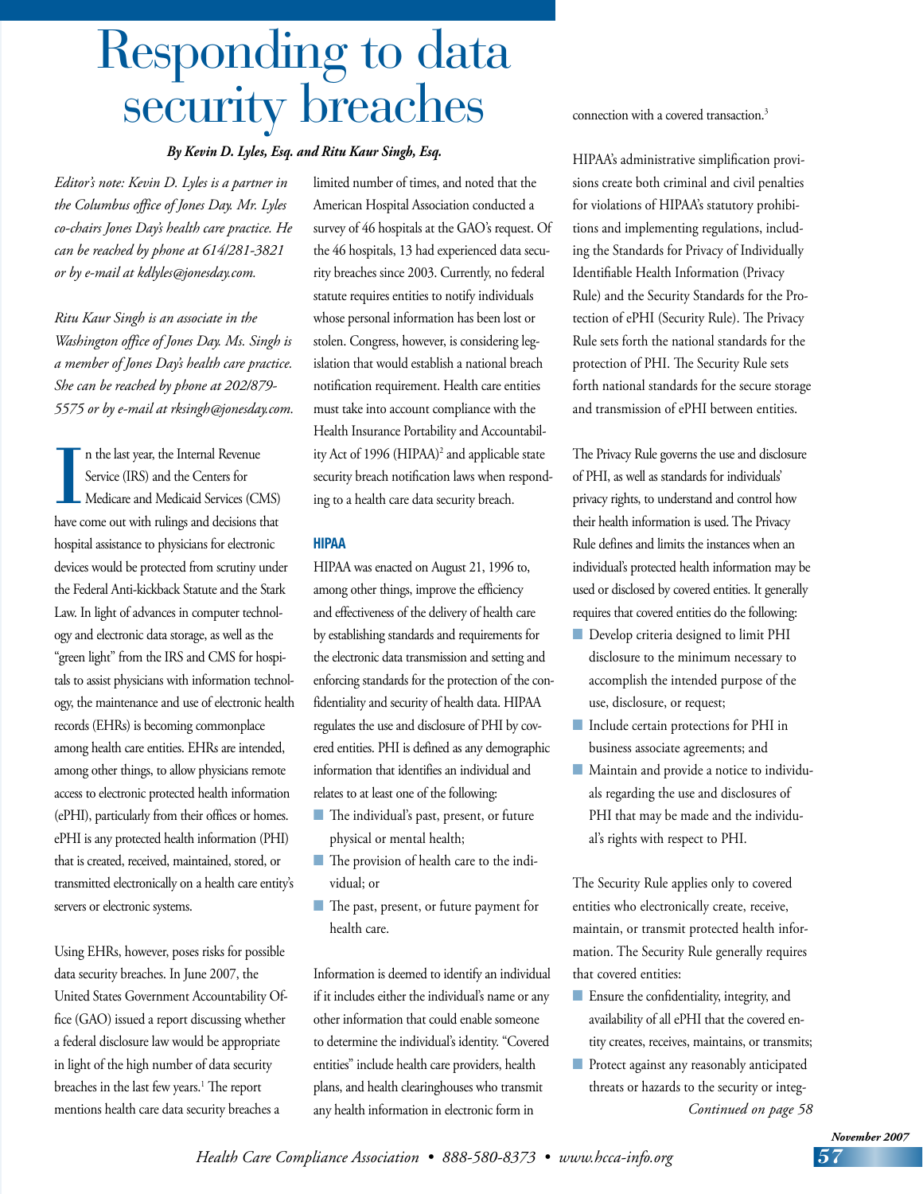# Responding to data security breaches

***By Kevin D. Lyles, Esq. and Ritu Kaur Singh, Esq.***

*Editor's note: Kevin D. Lyles is a partner in the Columbus office of Jones Day. Mr. Lyles co-chairs Jones Day's health care practice. He can be reached by phone at 614/281-3821 or by e-mail at kdlyles@jonesday.com.*

*Ritu Kaur Singh is an associate in the Washington office of Jones Day. Ms. Singh is a member of Jones Day's health care practice. She can be reached by phone at 202/879-5575 or by e-mail at rksingh@jonesday.com.*

In the last year, the Internal Revenue Service (IRS) and the Centers for Medicare and Medicaid Services (CMS) have come out with rulings and decisions that hospital assistance to physicians for electronic devices would be protected from scrutiny under the Federal Anti-kickback Statute and the Stark Law. In light of advances in computer technology and electronic data storage, as well as the "green light" from the IRS and CMS for hospitals to assist physicians with information technology, the maintenance and use of electronic health records (EHRs) is becoming commonplace among health care entities. EHRs are intended, among other things, to allow physicians remote access to electronic protected health information (ePHI), particularly from their offices or homes. ePHI is any protected health information (PHI) that is created, received, maintained, stored, or transmitted electronically on a health care entity's servers or electronic systems.

Using EHRs, however, poses risks for possible data security breaches. In June 2007, the United States Government Accountability Office (GAO) issued a report discussing whether a federal disclosure law would be appropriate in light of the high number of data security breaches in the last few years.[1] The report mentions health care data security breaches a limited number of times, and noted that the American Hospital Association conducted a survey of 46 hospitals at the GAO's request. Of the 46 hospitals, 13 had experienced data security breaches since 2003. Currently, no federal statute requires entities to notify individuals whose personal information has been lost or stolen. Congress, however, is considering legislation that would establish a national breach notification requirement. Health care entities must take into account compliance with the Health Insurance Portability and Accountability Act of 1996 (HIPAA)[2] and applicable state security breach notification laws when responding to a health care data security breach.

## HIPAA

HIPAA was enacted on August 21, 1996 to, among other things, improve the efficiency and effectiveness of the delivery of health care by establishing standards and requirements for the electronic data transmission and setting and enforcing standards for the protection of the confidentiality and security of health data. HIPAA regulates the use and disclosure of PHI by covered entities. PHI is defined as any demographic information that identifies an individual and relates to at least one of the following:

- The individual's past, present, or future physical or mental health;
- The provision of health care to the individual; or
- The past, present, or future payment for health care.

Information is deemed to identify an individual if it includes either the individual's name or any other information that could enable someone to determine the individual's identity. "Covered entities" include health care providers, health plans, and health clearinghouses who transmit any health information in electronic form in connection with a covered transaction.[3]

HIPAA's administrative simplification provisions create both criminal and civil penalties for violations of HIPAA's statutory prohibitions and implementing regulations, including the Standards for Privacy of Individually Identifiable Health Information (Privacy Rule) and the Security Standards for the Protection of ePHI (Security Rule). The Privacy Rule sets forth the national standards for the protection of PHI. The Security Rule sets forth national standards for the secure storage and transmission of ePHI between entities.

The Privacy Rule governs the use and disclosure of PHI, as well as standards for individuals' privacy rights, to understand and control how their health information is used. The Privacy Rule defines and limits the instances when an individual's protected health information may be used or disclosed by covered entities. It generally requires that covered entities do the following:

- Develop criteria designed to limit PHI disclosure to the minimum necessary to accomplish the intended purpose of the use, disclosure, or request;
- Include certain protections for PHI in business associate agreements; and
- Maintain and provide a notice to individuals regarding the use and disclosures of PHI that may be made and the individual's rights with respect to PHI.

The Security Rule applies only to covered entities who electronically create, receive, maintain, or transmit protected health information. The Security Rule generally requires that covered entities:

- Ensure the confidentiality, integrity, and availability of all ePHI that the covered entity creates, receives, maintains, or transmits;
- Protect against any reasonably anticipated threats or hazards to the security or integ-

*Continued on page 58*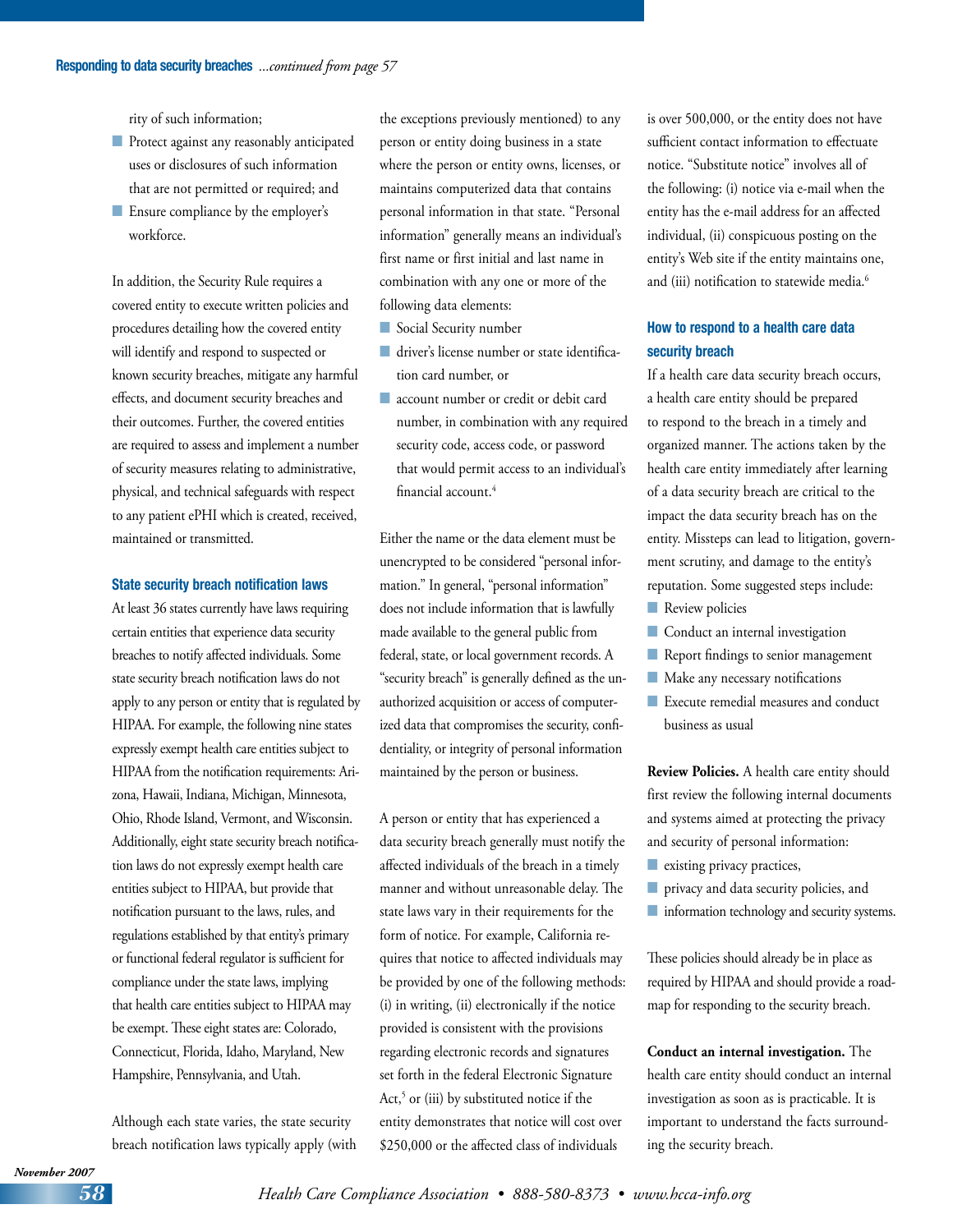rity of such information;

- Protect against any reasonably anticipated uses or disclosures of such information that are not permitted or required; and
- Ensure compliance by the employer's workforce.

In addition, the Security Rule requires a covered entity to execute written policies and procedures detailing how the covered entity will identify and respond to suspected or known security breaches, mitigate any harmful effects, and document security breaches and their outcomes. Further, the covered entities are required to assess and implement a number of security measures relating to administrative, physical, and technical safeguards with respect to any patient ePHI which is created, received, maintained or transmitted.

### State security breach notification laws

At least 36 states currently have laws requiring certain entities that experience data security breaches to notify affected individuals. Some state security breach notification laws do not apply to any person or entity that is regulated by HIPAA. For example, the following nine states expressly exempt health care entities subject to HIPAA from the notification requirements: Arizona, Hawaii, Indiana, Michigan, Minnesota, Ohio, Rhode Island, Vermont, and Wisconsin. Additionally, eight state security breach notification laws do not expressly exempt health care entities subject to HIPAA, but provide that notification pursuant to the laws, rules, and regulations established by that entity's primary or functional federal regulator is sufficient for compliance under the state laws, implying that health care entities subject to HIPAA may be exempt. These eight states are: Colorado, Connecticut, Florida, Idaho, Maryland, New Hampshire, Pennsylvania, and Utah.

Although each state varies, the state security breach notification laws typically apply (with the exceptions previously mentioned) to any person or entity doing business in a state where the person or entity owns, licenses, or maintains computerized data that contains personal information in that state. "Personal information" generally means an individual's first name or first initial and last name in combination with any one or more of the following data elements:

- Social Security number
- driver's license number or state identification card number, or
- account number or credit or debit card number, in combination with any required security code, access code, or password that would permit access to an individual's financial account.[4]

Either the name or the data element must be unencrypted to be considered "personal information." In general, "personal information" does not include information that is lawfully made available to the general public from federal, state, or local government records. A "security breach" is generally defined as the unauthorized acquisition or access of computerized data that compromises the security, confidentiality, or integrity of personal information maintained by the person or business.

A person or entity that has experienced a data security breach generally must notify the affected individuals of the breach in a timely manner and without unreasonable delay. The state laws vary in their requirements for the form of notice. For example, California requires that notice to affected individuals may be provided by one of the following methods: (i) in writing, (ii) electronically if the notice provided is consistent with the provisions regarding electronic records and signatures set forth in the federal Electronic Signature Act,[5] or (iii) by substituted notice if the entity demonstrates that notice will cost over $250,000 or the affected class of individuals is over 500,000, or the entity does not have sufficient contact information to effectuate notice. "Substitute notice" involves all of the following: (i) notice via e-mail when the entity has the e-mail address for an affected individual, (ii) conspicuous posting on the entity's Web site if the entity maintains one, and (iii) notification to statewide media.[6]

### How to respond to a health care data security breach

If a health care data security breach occurs, a health care entity should be prepared to respond to the breach in a timely and organized manner. The actions taken by the health care entity immediately after learning of a data security breach are critical to the impact the data security breach has on the entity. Missteps can lead to litigation, government scrutiny, and damage to the entity's reputation. Some suggested steps include:

- Review policies
- Conduct an internal investigation
- Report findings to senior management
- Make any necessary notifications
- Execute remedial measures and conduct business as usual

**Review Policies.** A health care entity should first review the following internal documents and systems aimed at protecting the privacy and security of personal information:

- existing privacy practices,
- privacy and data security policies, and
- information technology and security systems.

These policies should already be in place as required by HIPAA and should provide a roadmap for responding to the security breach.

**Conduct an internal investigation.** The health care entity should conduct an internal investigation as soon as is practicable. It is important to understand the facts surrounding the security breach.